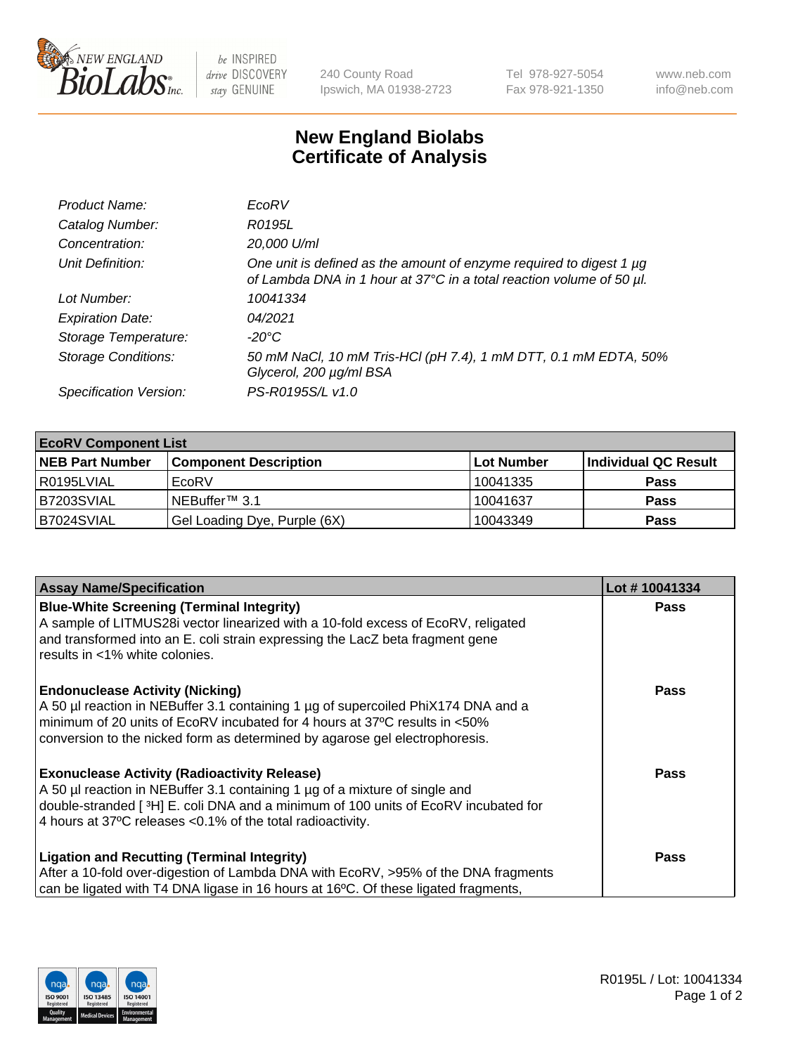# New England Biolabs Certificate of Analysis

| | |
|---|---|
| *Product Name:* | *EcoRV* |
| *Catalog Number:* | *R0195L* |
| *Concentration:* | *20,000 U/ml* |
| *Unit Definition:* | *One unit is defined as the amount of enzyme required to digest 1 µg of Lambda DNA in 1 hour at 37°C in a total reaction volume of 50 µl.* |
| *Lot Number:* | *10041334* |
| *Expiration Date:* | *04/2021* |
| *Storage Temperature:* | *-20°C* |
| *Storage Conditions:* | *50 mM NaCl, 10 mM Tris-HCl (pH 7.4), 1 mM DTT, 0.1 mM EDTA, 50% Glycerol, 200 µg/ml BSA* |
| *Specification Version:* | *PS-R0195S/L v1.0* |

| **EcoRV Component List** | | | |
|---|---|---|---|
| **NEB Part Number** | **Component Description** | **Lot Number** | **Individual QC Result** |
| R0195LVIAL | EcoRV | 10041335 | **Pass** |
| B7203SVIAL | NEBuffer™ 3.1 | 10041637 | **Pass** |
| B7024SVIAL | Gel Loading Dye, Purple (6X) | 10043349 | **Pass** |

| **Assay Name/Specification** | **Lot # 10041334** |
|---|---|
| **Blue-White Screening (Terminal Integrity)** A sample of LITMUS28i vector linearized with a 10-fold excess of EcoRV, religated and transformed into an E. coli strain expressing the LacZ beta fragment gene results in <1% white colonies. | **Pass** |
| **Endonuclease Activity (Nicking)** A 50 µl reaction in NEBuffer 3.1 containing 1 µg of supercoiled PhiX174 DNA and a minimum of 20 units of EcoRV incubated for 4 hours at 37ºC results in <50% conversion to the nicked form as determined by agarose gel electrophoresis. | **Pass** |
| **Exonuclease Activity (Radioactivity Release)** A 50 µl reaction in NEBuffer 3.1 containing 1 µg of a mixture of single and double-stranded [ $^{3}$H] E. coli DNA and a minimum of 100 units of EcoRV incubated for 4 hours at 37ºC releases <0.1% of the total radioactivity. | **Pass** |
| **Ligation and Recutting (Terminal Integrity)** After a 10-fold over-digestion of Lambda DNA with EcoRV, >95% of the DNA fragments can be ligated with T4 DNA ligase in 16 hours at 16ºC. Of these ligated fragments, | **Pass** |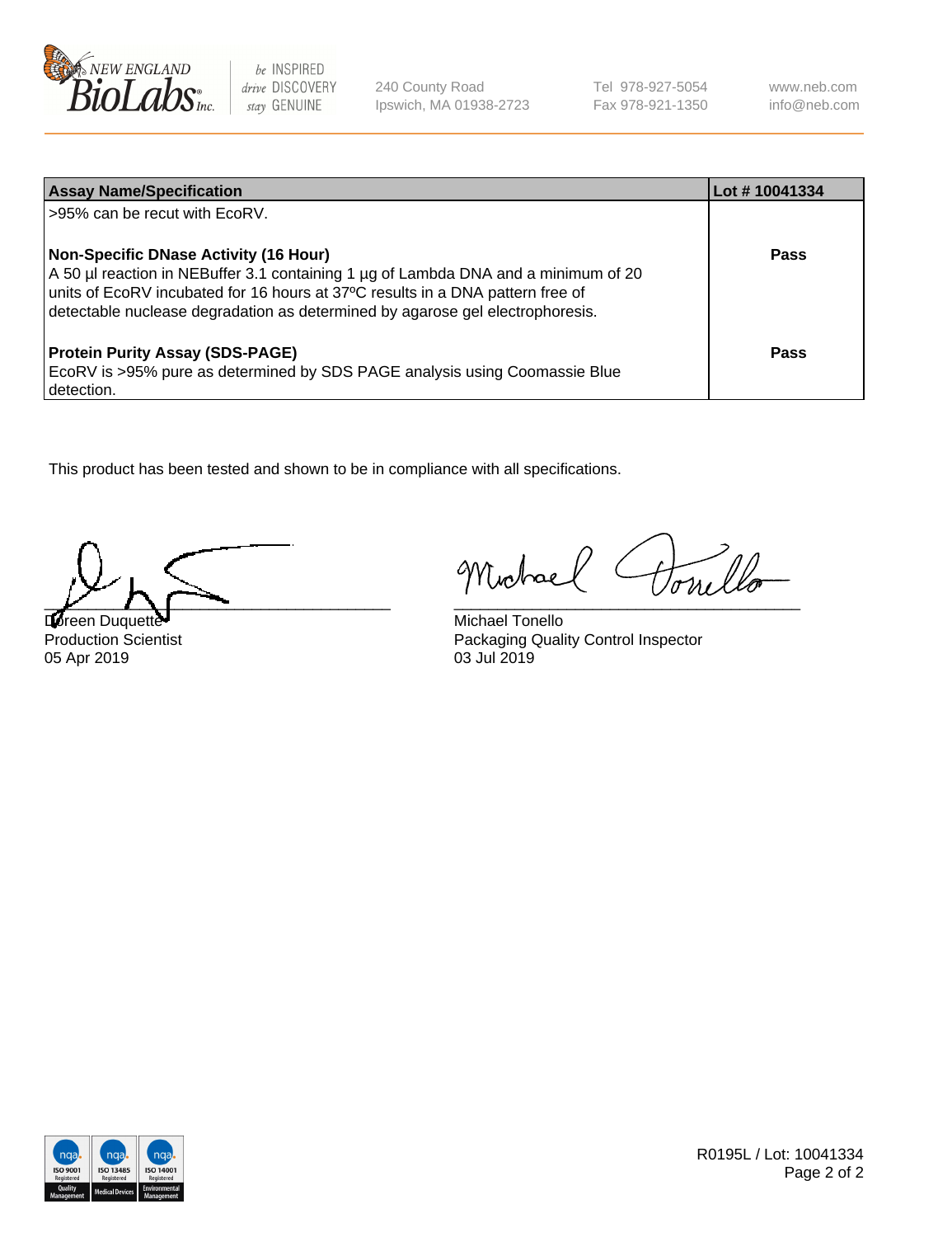be INSPIRED
drive DISCOVERY
stay GENUINE

240 County Road
Ipswich, MA 01938-2723

Tel 978-927-5054
Fax 978-921-1350

www.neb.com
info@neb.com

| Assay Name/Specification | Lot # 10041334 |
| --- | --- |
| >95% can be recut with EcoRV. | |
| **Non-Specific DNase Activity (16 Hour)**<br>A 50 µl reaction in NEBuffer 3.1 containing 1 µg of Lambda DNA and a minimum of 20 units of EcoRV incubated for 16 hours at 37ºC results in a DNA pattern free of detectable nuclease degradation as determined by agarose gel electrophoresis. | **Pass** |
| **Protein Purity Assay (SDS-PAGE)**<br>EcoRV is >95% pure as determined by SDS PAGE analysis using Coomassie Blue detection. | **Pass** |

This product has been tested and shown to be in compliance with all specifications.

Doreen Duquette
Production Scientist
05 Apr 2019

Michael Tonello
Packaging Quality Control Inspector
03 Jul 2019

R0195L / Lot: 10041334